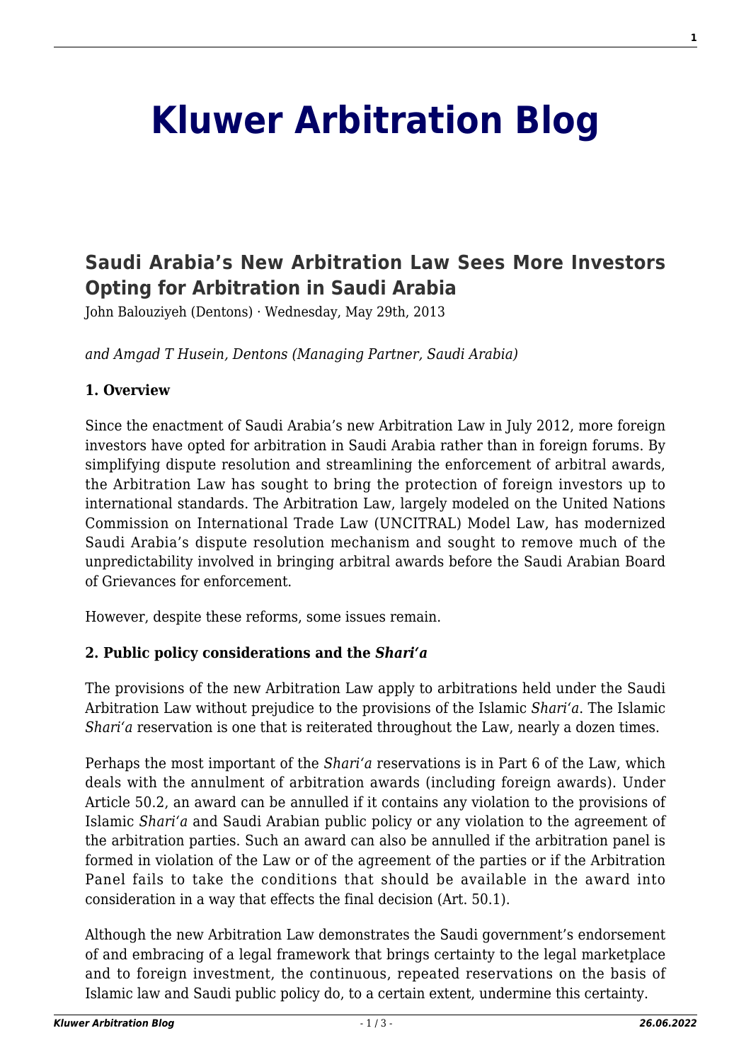# Kluwer Arbitration Blog

## Saudi Arabia's New Arbitration Law Sees More Investors Opting for Arbitration in Saudi Arabia

John Balouziyeh (Dentons) · Wednesday, May 29th, 2013

*and Amgad T Husein, Dentons (Managing Partner, Saudi Arabia)*

**1. Overview**

Since the enactment of Saudi Arabia's new Arbitration Law in July 2012, more foreign investors have opted for arbitration in Saudi Arabia rather than in foreign forums. By simplifying dispute resolution and streamlining the enforcement of arbitral awards, the Arbitration Law has sought to bring the protection of foreign investors up to international standards. The Arbitration Law, largely modeled on the United Nations Commission on International Trade Law (UNCITRAL) Model Law, has modernized Saudi Arabia's dispute resolution mechanism and sought to remove much of the unpredictability involved in bringing arbitral awards before the Saudi Arabian Board of Grievances for enforcement.

However, despite these reforms, some issues remain.

**2. Public policy considerations and the *Shari'a***

The provisions of the new Arbitration Law apply to arbitrations held under the Saudi Arbitration Law without prejudice to the provisions of the Islamic *Shari'a*. The Islamic *Shari'a* reservation is one that is reiterated throughout the Law, nearly a dozen times.

Perhaps the most important of the *Shari'a* reservations is in Part 6 of the Law, which deals with the annulment of arbitration awards (including foreign awards). Under Article 50.2, an award can be annulled if it contains any violation to the provisions of Islamic *Shari'a* and Saudi Arabian public policy or any violation to the agreement of the arbitration parties. Such an award can also be annulled if the arbitration panel is formed in violation of the Law or of the agreement of the parties or if the Arbitration Panel fails to take the conditions that should be available in the award into consideration in a way that effects the final decision (Art. 50.1).

Although the new Arbitration Law demonstrates the Saudi government's endorsement of and embracing of a legal framework that brings certainty to the legal marketplace and to foreign investment, the continuous, repeated reservations on the basis of Islamic law and Saudi public policy do, to a certain extent, undermine this certainty.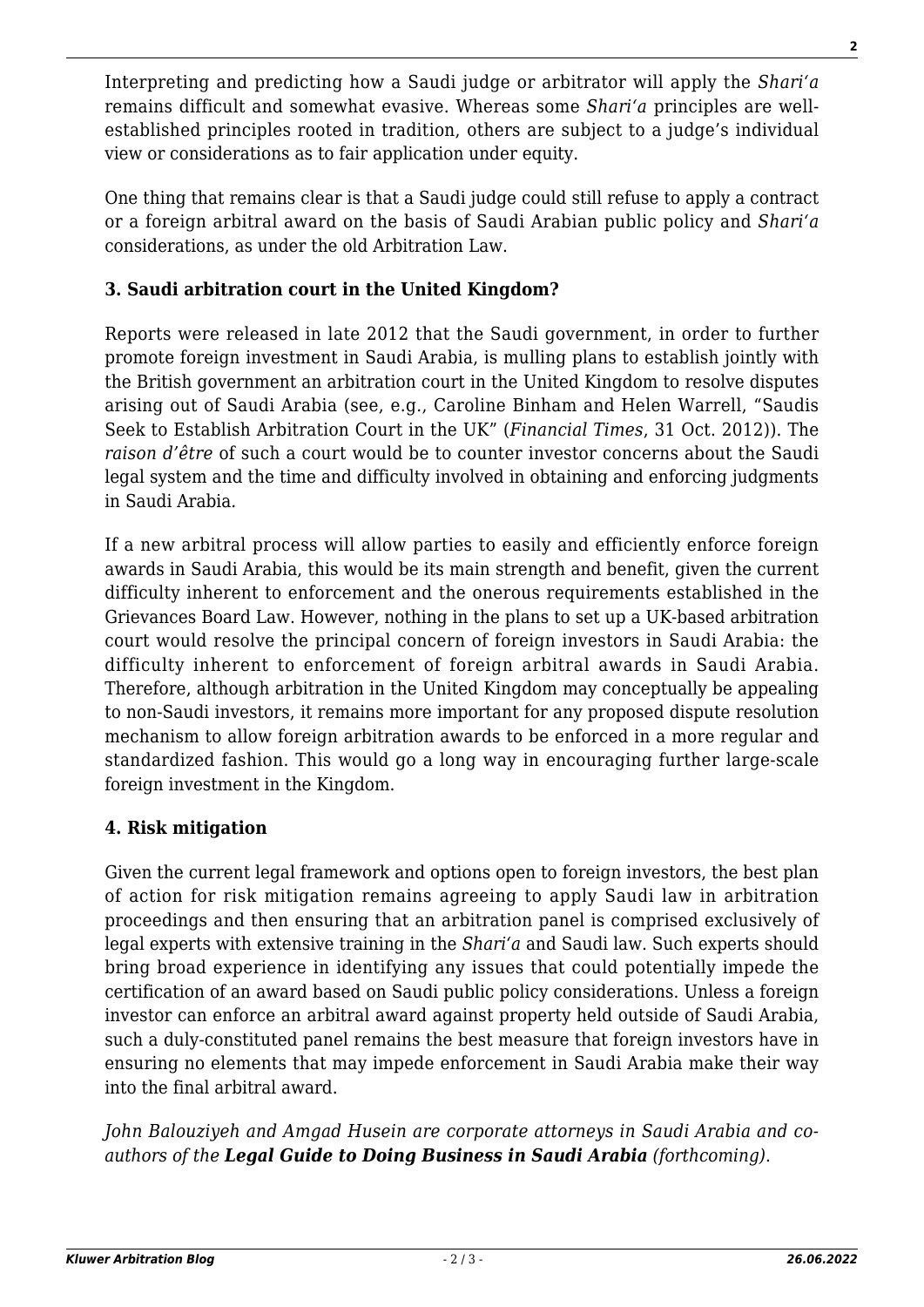Interpreting and predicting how a Saudi judge or arbitrator will apply the *Shari'a* remains difficult and somewhat evasive. Whereas some *Shari'a* principles are well-established principles rooted in tradition, others are subject to a judge's individual view or considerations as to fair application under equity.

One thing that remains clear is that a Saudi judge could still refuse to apply a contract or a foreign arbitral award on the basis of Saudi Arabian public policy and *Shari'a* considerations, as under the old Arbitration Law.

### 3. Saudi arbitration court in the United Kingdom?

Reports were released in late 2012 that the Saudi government, in order to further promote foreign investment in Saudi Arabia, is mulling plans to establish jointly with the British government an arbitration court in the United Kingdom to resolve disputes arising out of Saudi Arabia (see, e.g., Caroline Binham and Helen Warrell, "Saudis Seek to Establish Arbitration Court in the UK" (*Financial Times*, 31 Oct. 2012)). The *raison d'être* of such a court would be to counter investor concerns about the Saudi legal system and the time and difficulty involved in obtaining and enforcing judgments in Saudi Arabia.

If a new arbitral process will allow parties to easily and efficiently enforce foreign awards in Saudi Arabia, this would be its main strength and benefit, given the current difficulty inherent to enforcement and the onerous requirements established in the Grievances Board Law. However, nothing in the plans to set up a UK-based arbitration court would resolve the principal concern of foreign investors in Saudi Arabia: the difficulty inherent to enforcement of foreign arbitral awards in Saudi Arabia. Therefore, although arbitration in the United Kingdom may conceptually be appealing to non-Saudi investors, it remains more important for any proposed dispute resolution mechanism to allow foreign arbitration awards to be enforced in a more regular and standardized fashion. This would go a long way in encouraging further large-scale foreign investment in the Kingdom.

### 4. Risk mitigation

Given the current legal framework and options open to foreign investors, the best plan of action for risk mitigation remains agreeing to apply Saudi law in arbitration proceedings and then ensuring that an arbitration panel is comprised exclusively of legal experts with extensive training in the *Shari'a* and Saudi law. Such experts should bring broad experience in identifying any issues that could potentially impede the certification of an award based on Saudi public policy considerations. Unless a foreign investor can enforce an arbitral award against property held outside of Saudi Arabia, such a duly-constituted panel remains the best measure that foreign investors have in ensuring no elements that may impede enforcement in Saudi Arabia make their way into the final arbitral award.

*John Balouziyeh and Amgad Husein are corporate attorneys in Saudi Arabia and co-authors of the* ***Legal Guide to Doing Business in Saudi Arabia*** *(forthcoming).*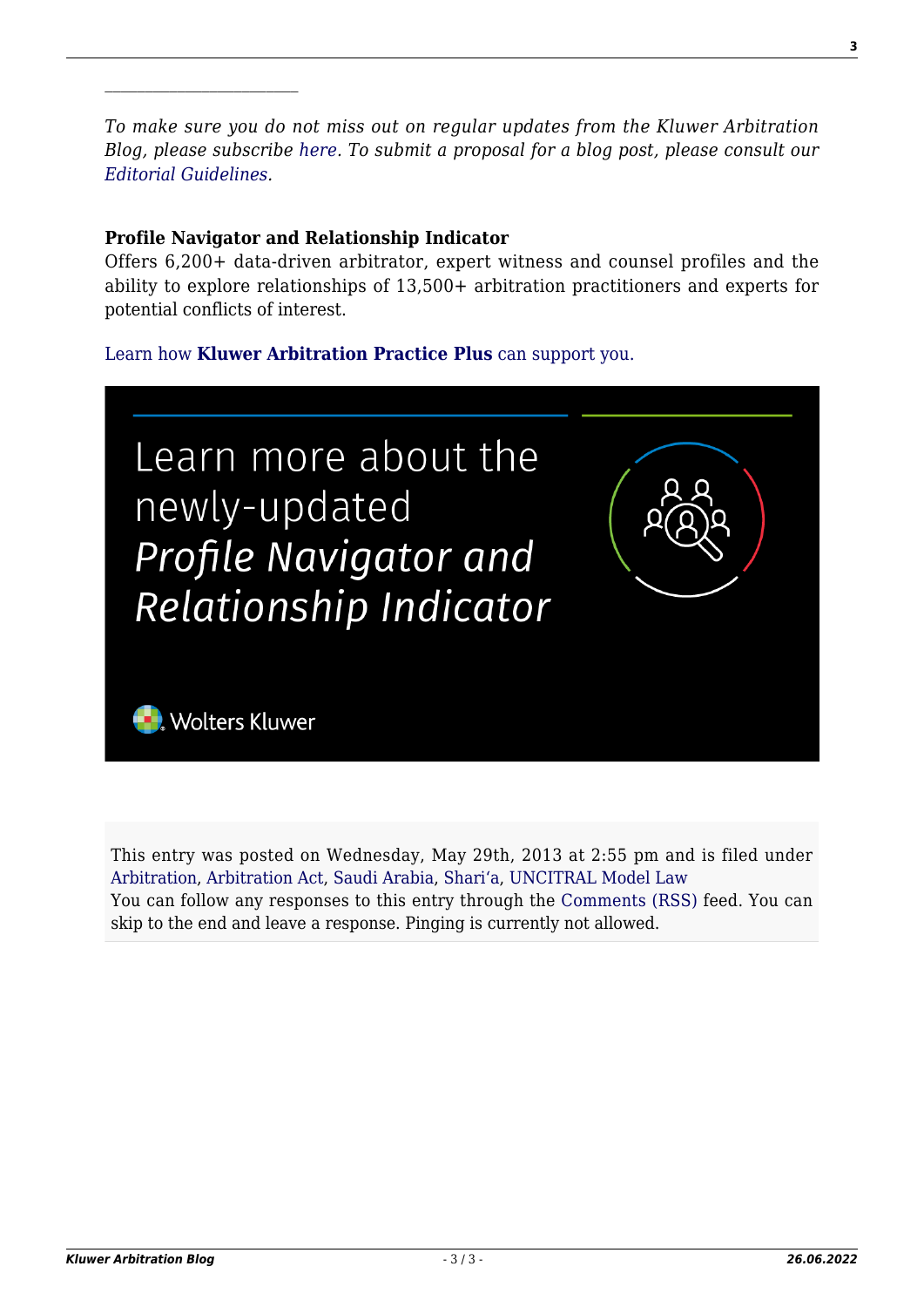---

*To make sure you do not miss out on regular updates from the Kluwer Arbitration Blog, please subscribe here. To submit a proposal for a blog post, please consult our Editorial Guidelines.*

**Profile Navigator and Relationship Indicator**
Offers 6,200+ data-driven arbitrator, expert witness and counsel profiles and the ability to explore relationships of 13,500+ arbitration practitioners and experts for potential conflicts of interest.

Learn how **Kluwer Arbitration Practice Plus** can support you.

Learn more about the newly-updated *Profile Navigator and Relationship Indicator*

Wolters Kluwer

This entry was posted on Wednesday, May 29th, 2013 at 2:55 pm and is filed under Arbitration, Arbitration Act, Saudi Arabia, Shari'a, UNCITRAL Model Law
You can follow any responses to this entry through the Comments (RSS) feed. You can skip to the end and leave a response. Pinging is currently not allowed.